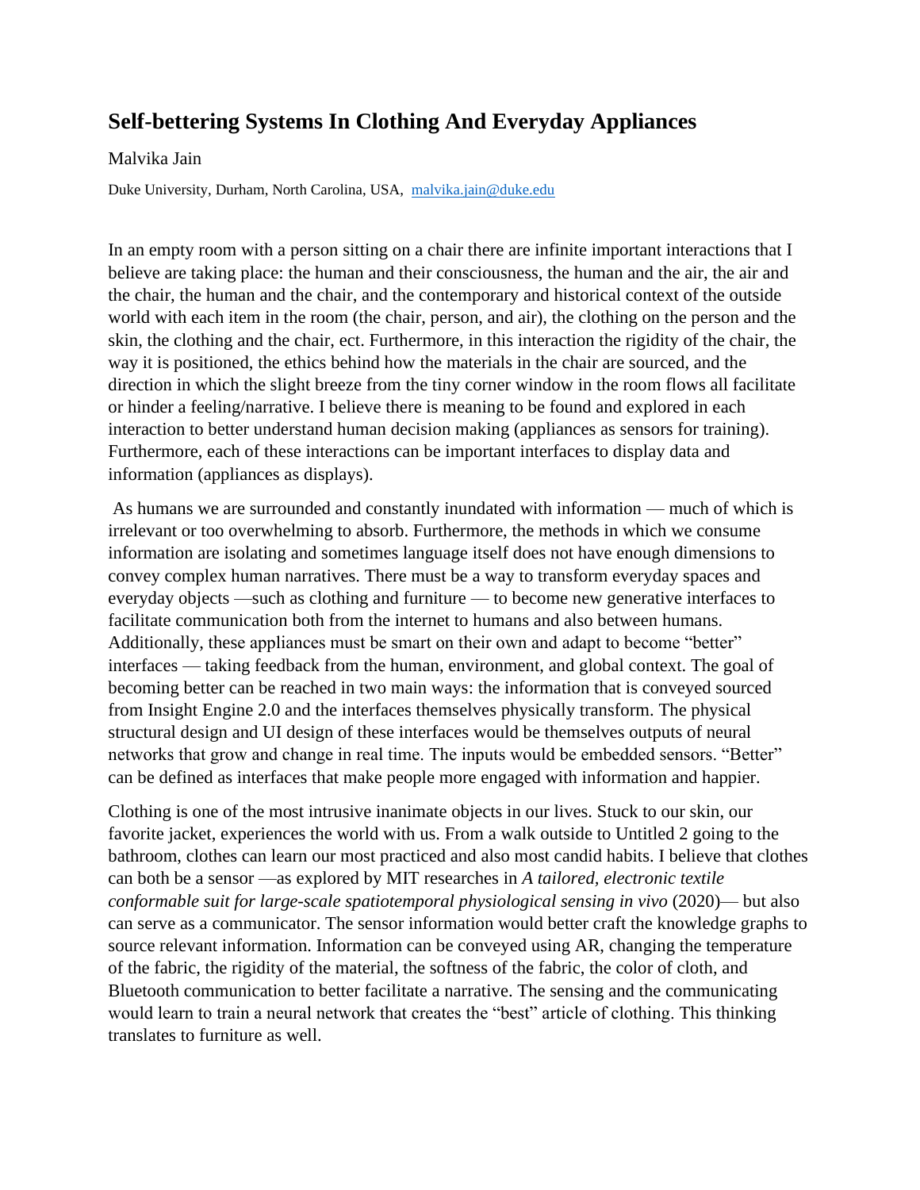# Self-bettering Systems In Clothing And Everyday Appliances

Malvika Jain

Duke University, Durham, North Carolina, USA, malvika.jain@duke.edu

In an empty room with a person sitting on a chair there are infinite important interactions that I believe are taking place: the human and their consciousness, the human and the air, the air and the chair, the human and the chair, and the contemporary and historical context of the outside world with each item in the room (the chair, person, and air), the clothing on the person and the skin, the clothing and the chair, ect. Furthermore, in this interaction the rigidity of the chair, the way it is positioned, the ethics behind how the materials in the chair are sourced, and the direction in which the slight breeze from the tiny corner window in the room flows all facilitate or hinder a feeling/narrative. I believe there is meaning to be found and explored in each interaction to better understand human decision making (appliances as sensors for training). Furthermore, each of these interactions can be important interfaces to display data and information (appliances as displays).

As humans we are surrounded and constantly inundated with information — much of which is irrelevant or too overwhelming to absorb. Furthermore, the methods in which we consume information are isolating and sometimes language itself does not have enough dimensions to convey complex human narratives. There must be a way to transform everyday spaces and everyday objects —such as clothing and furniture — to become new generative interfaces to facilitate communication both from the internet to humans and also between humans. Additionally, these appliances must be smart on their own and adapt to become "better" interfaces — taking feedback from the human, environment, and global context. The goal of becoming better can be reached in two main ways: the information that is conveyed sourced from Insight Engine 2.0 and the interfaces themselves physically transform. The physical structural design and UI design of these interfaces would be themselves outputs of neural networks that grow and change in real time. The inputs would be embedded sensors. "Better" can be defined as interfaces that make people more engaged with information and happier.

Clothing is one of the most intrusive inanimate objects in our lives. Stuck to our skin, our favorite jacket, experiences the world with us. From a walk outside to Untitled 2 going to the bathroom, clothes can learn our most practiced and also most candid habits. I believe that clothes can both be a sensor —as explored by MIT researches in *A tailored, electronic textile conformable suit for large-scale spatiotemporal physiological sensing in vivo* (2020)— but also can serve as a communicator. The sensor information would better craft the knowledge graphs to source relevant information. Information can be conveyed using AR, changing the temperature of the fabric, the rigidity of the material, the softness of the fabric, the color of cloth, and Bluetooth communication to better facilitate a narrative. The sensing and the communicating would learn to train a neural network that creates the "best" article of clothing. This thinking translates to furniture as well.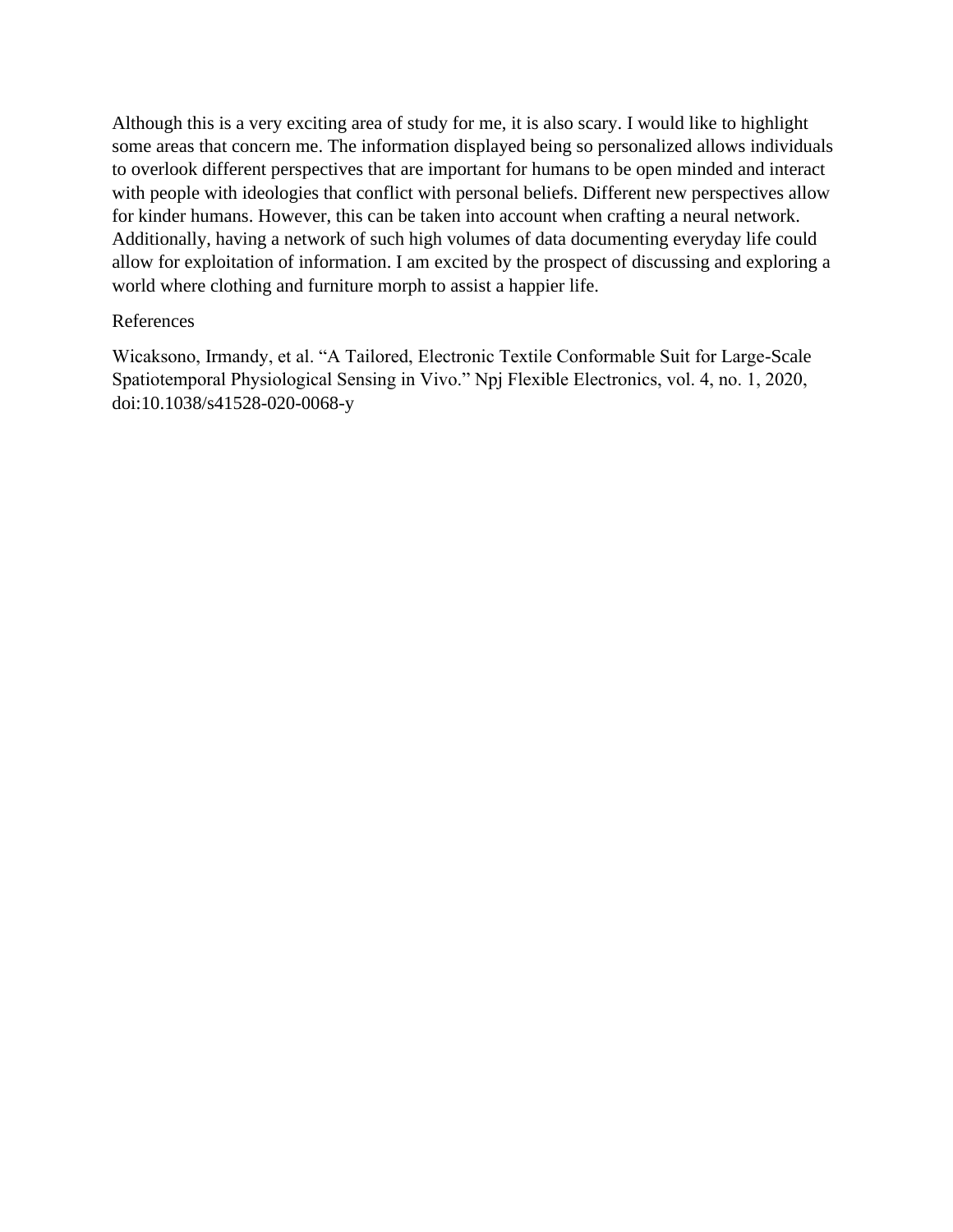Although this is a very exciting area of study for me, it is also scary. I would like to highlight some areas that concern me. The information displayed being so personalized allows individuals to overlook different perspectives that are important for humans to be open minded and interact with people with ideologies that conflict with personal beliefs. Different new perspectives allow for kinder humans. However, this can be taken into account when crafting a neural network. Additionally, having a network of such high volumes of data documenting everyday life could allow for exploitation of information. I am excited by the prospect of discussing and exploring a world where clothing and furniture morph to assist a happier life.

References

Wicaksono, Irmandy, et al. "A Tailored, Electronic Textile Conformable Suit for Large-Scale Spatiotemporal Physiological Sensing in Vivo." Npj Flexible Electronics, vol. 4, no. 1, 2020, doi:10.1038/s41528-020-0068-y